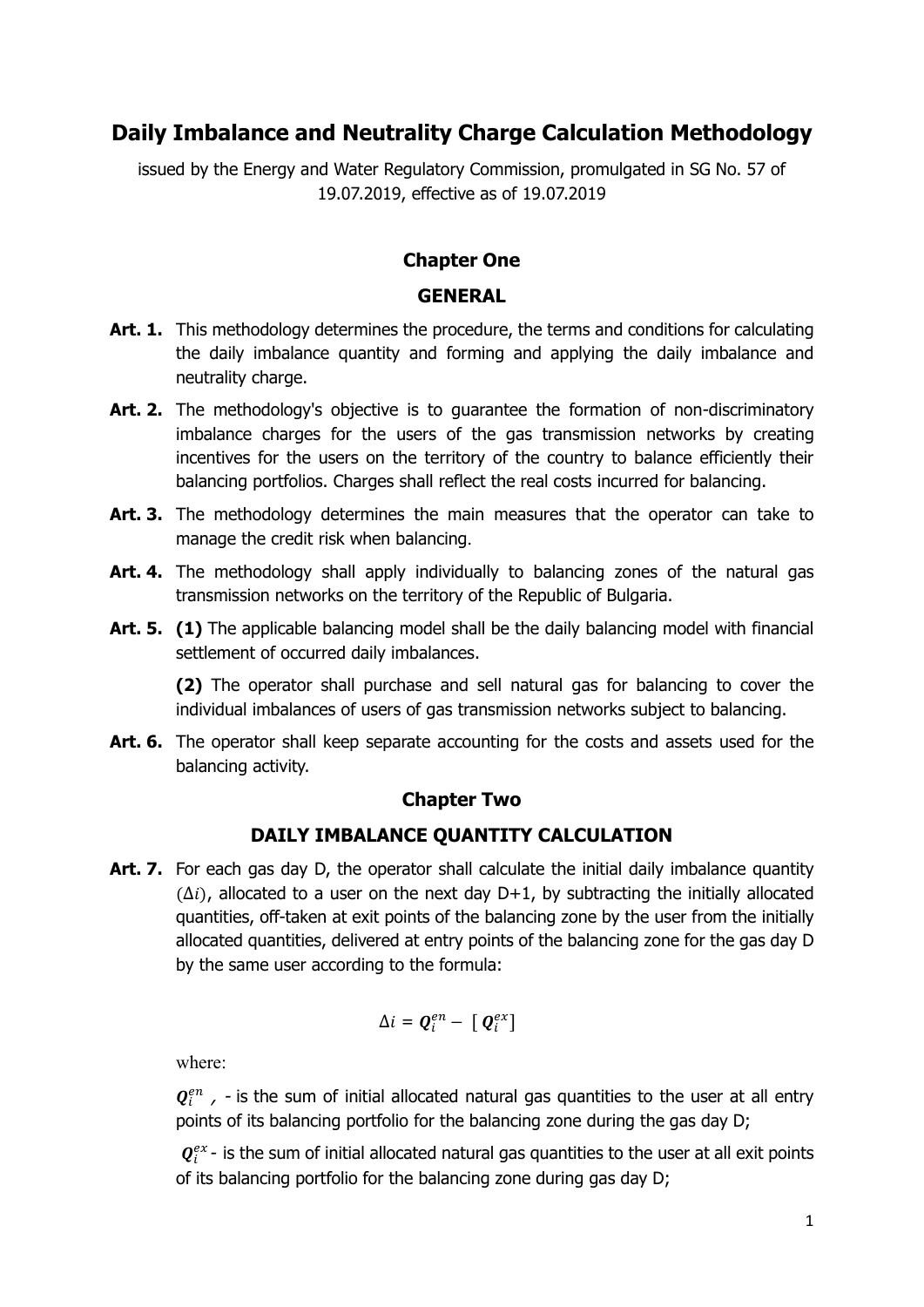# Daily Imbalance and Neutrality Charge Calculation Methodology

issued by the Energy and Water Regulatory Commission, promulgated in SG No. 57 of 19.07.2019, effective as of 19.07.2019

## Chapter One

## GENERAL

**Art. 1.** This methodology determines the procedure, the terms and conditions for calculating the daily imbalance quantity and forming and applying the daily imbalance and neutrality charge.

**Art. 2.** The methodology's objective is to guarantee the formation of non-discriminatory imbalance charges for the users of the gas transmission networks by creating incentives for the users on the territory of the country to balance efficiently their balancing portfolios. Charges shall reflect the real costs incurred for balancing.

**Art. 3.** The methodology determines the main measures that the operator can take to manage the credit risk when balancing.

**Art. 4.** The methodology shall apply individually to balancing zones of the natural gas transmission networks on the territory of the Republic of Bulgaria.

**Art. 5.** **(1)** The applicable balancing model shall be the daily balancing model with financial settlement of occurred daily imbalances.

**(2)** The operator shall purchase and sell natural gas for balancing to cover the individual imbalances of users of gas transmission networks subject to balancing.

**Art. 6.** The operator shall keep separate accounting for the costs and assets used for the balancing activity.

## Chapter Two

## DAILY IMBALANCE QUANTITY CALCULATION

**Art. 7.** For each gas day D, the operator shall calculate the initial daily imbalance quantity $(\Delta i)$, allocated to a user on the next day D+1, by subtracting the initially allocated quantities, off-taken at exit points of the balancing zone by the user from the initially allocated quantities, delivered at entry points of the balancing zone for the gas day D by the same user according to the formula:

$$\Delta i = \boldsymbol{Q}_i^{en} - [\boldsymbol{Q}_i^{ex}]$$

where:

$\boldsymbol{Q}_i^{en}$ , - is the sum of initial allocated natural gas quantities to the user at all entry points of its balancing portfolio for the balancing zone during the gas day D;

$\boldsymbol{Q}_i^{ex}$ - is the sum of initial allocated natural gas quantities to the user at all exit points of its balancing portfolio for the balancing zone during gas day D;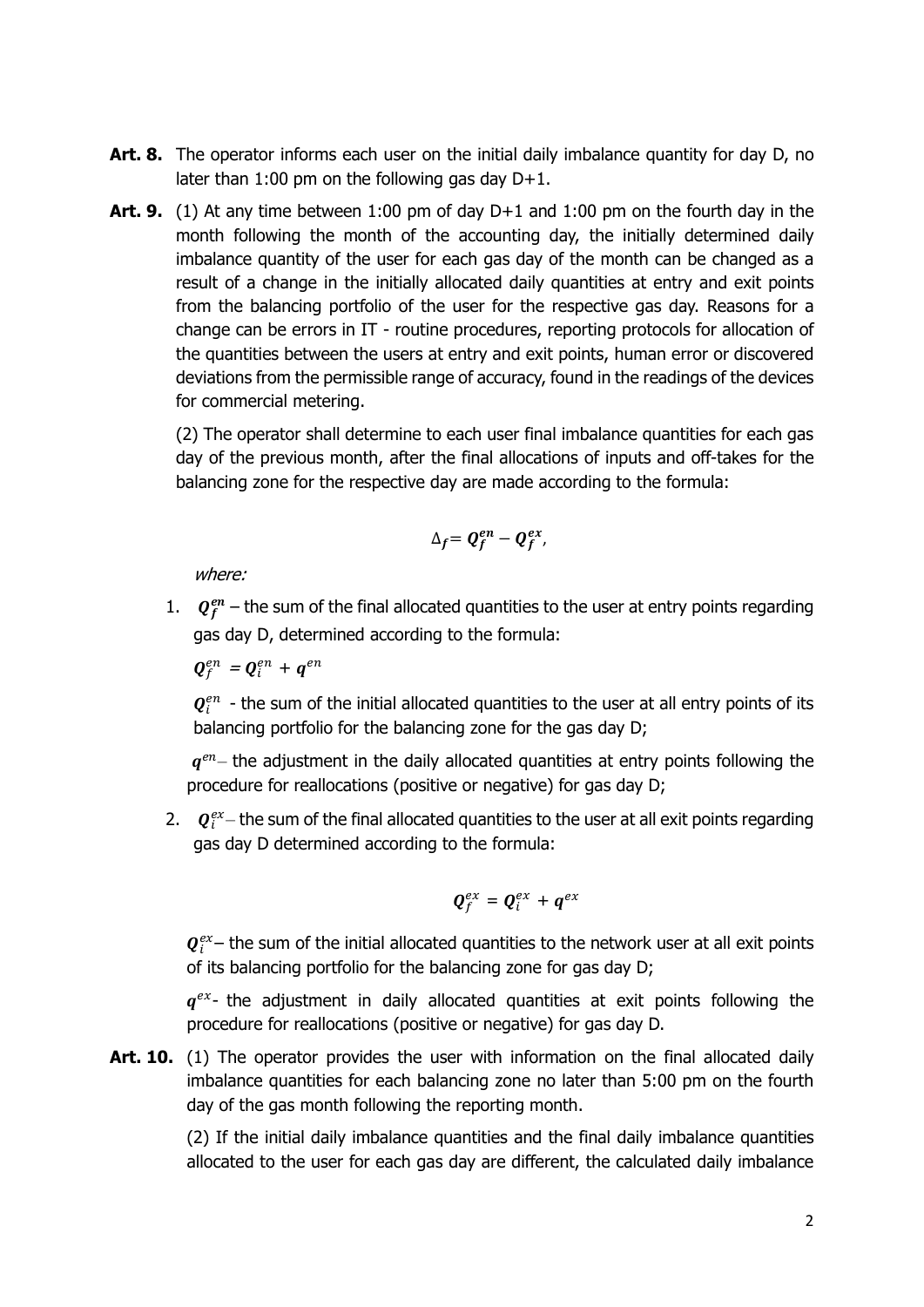**Art. 8.** The operator informs each user on the initial daily imbalance quantity for day D, no later than 1:00 pm on the following gas day D+1.

**Art. 9.** (1) At any time between 1:00 pm of day D+1 and 1:00 pm on the fourth day in the month following the month of the accounting day, the initially determined daily imbalance quantity of the user for each gas day of the month can be changed as a result of a change in the initially allocated daily quantities at entry and exit points from the balancing portfolio of the user for the respective gas day. Reasons for a change can be errors in IT - routine procedures, reporting protocols for allocation of the quantities between the users at entry and exit points, human error or discovered deviations from the permissible range of accuracy, found in the readings of the devices for commercial metering.

(2) The operator shall determine to each user final imbalance quantities for each gas day of the previous month, after the final allocations of inputs and off-takes for the balancing zone for the respective day are made according to the formula:

$$\Delta_f = \boldsymbol{Q_f^{en}} - \boldsymbol{Q_f^{ex}},$$

*where:*

1. $\boldsymbol{Q_f^{en}}$ – the sum of the final allocated quantities to the user at entry points regarding gas day D, determined according to the formula:

   $\boldsymbol{Q_f^{en}} = \boldsymbol{Q_i^{en}} + \boldsymbol{q^{en}}$

   $\boldsymbol{Q_i^{en}}$ - the sum of the initial allocated quantities to the user at all entry points of its balancing portfolio for the balancing zone for the gas day D;

   $\boldsymbol{q^{en}}$ – the adjustment in the daily allocated quantities at entry points following the procedure for reallocations (positive or negative) for gas day D;

2. $\boldsymbol{Q_i^{ex}}$ – the sum of the final allocated quantities to the user at all exit points regarding gas day D determined according to the formula:

   $$\boldsymbol{Q_f^{ex}} = \boldsymbol{Q_i^{ex}} + \boldsymbol{q^{ex}}$$

   $\boldsymbol{Q_i^{ex}}$ – the sum of the initial allocated quantities to the network user at all exit points of its balancing portfolio for the balancing zone for gas day D;

   $\boldsymbol{q^{ex}}$ - the adjustment in daily allocated quantities at exit points following the procedure for reallocations (positive or negative) for gas day D.

**Art. 10.** (1) The operator provides the user with information on the final allocated daily imbalance quantities for each balancing zone no later than 5:00 pm on the fourth day of the gas month following the reporting month.

(2) If the initial daily imbalance quantities and the final daily imbalance quantities allocated to the user for each gas day are different, the calculated daily imbalance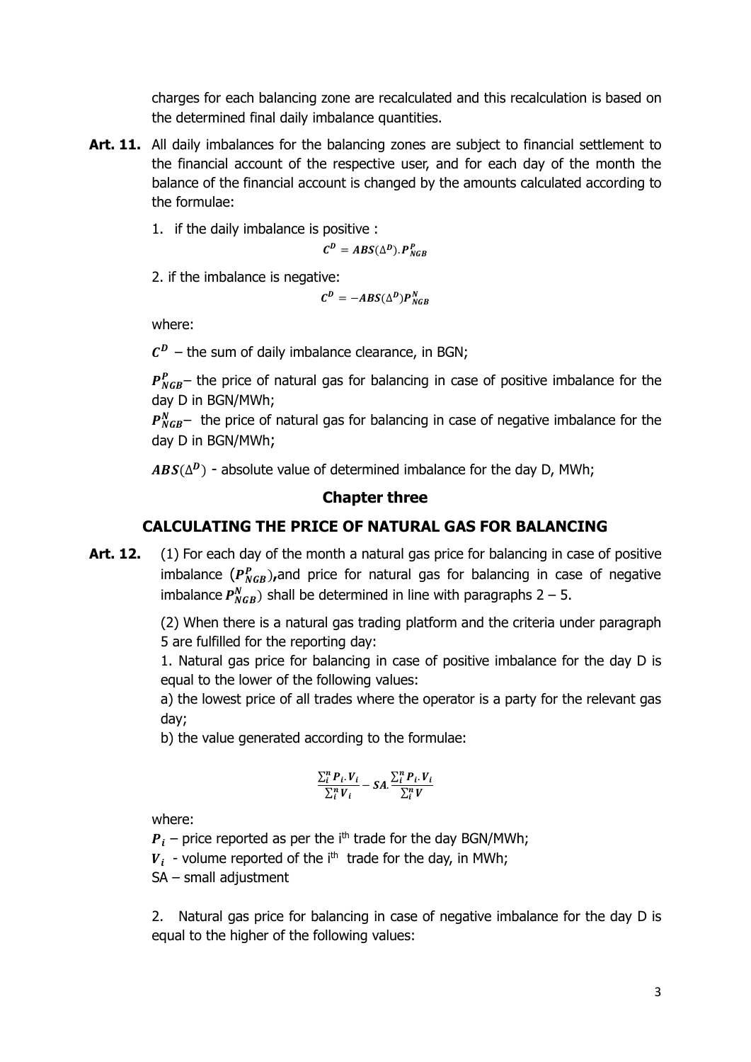charges for each balancing zone are recalculated and this recalculation is based on the determined final daily imbalance quantities.

**Art. 11.** All daily imbalances for the balancing zones are subject to financial settlement to the financial account of the respective user, and for each day of the month the balance of the financial account is changed by the amounts calculated according to the formulae:

1. if the daily imbalance is positive :

$$C^D = ABS(\Delta^D).P^P_{NGB}$$

2. if the imbalance is negative:

$$C^D = -ABS(\Delta^D)P^N_{NGB}$$

where:

$C^D$ – the sum of daily imbalance clearance, in BGN;

$P^P_{NGB}$– the price of natural gas for balancing in case of positive imbalance for the day D in BGN/MWh;

$P^N_{NGB}$– the price of natural gas for balancing in case of negative imbalance for the day D in BGN/MWh;

$ABS(\Delta^D)$ - absolute value of determined imbalance for the day D, MWh;

## Chapter three

## CALCULATING THE PRICE OF NATURAL GAS FOR BALANCING

**Art. 12.** (1) For each day of the month a natural gas price for balancing in case of positive imbalance ($P^P_{NGB}$),and price for natural gas for balancing in case of negative imbalance $P^N_{NGB}$) shall be determined in line with paragraphs 2 – 5.

(2) When there is a natural gas trading platform and the criteria under paragraph 5 are fulfilled for the reporting day:

1. Natural gas price for balancing in case of positive imbalance for the day D is equal to the lower of the following values:

a) the lowest price of all trades where the operator is a party for the relevant gas day;

b) the value generated according to the formulae:

$$\frac{\sum_i^n P_i.V_i}{\sum_i^n V_i} - SA.\frac{\sum_i^n P_i.V_i}{\sum_i^n V}$$

where:

$P_i$ – price reported as per the i[th] trade for the day BGN/MWh;

$V_i$ - volume reported of the i[th] trade for the day, in MWh;

SA – small adjustment

2. Natural gas price for balancing in case of negative imbalance for the day D is equal to the higher of the following values: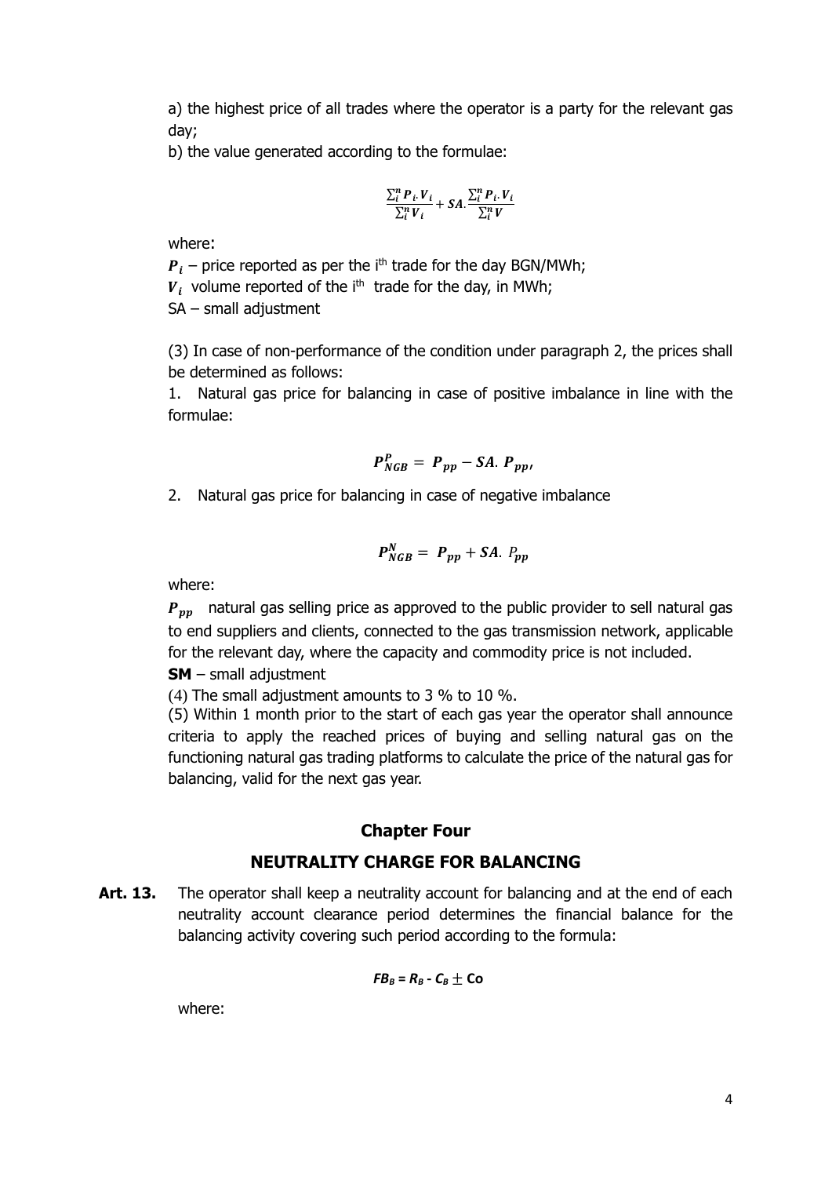a) the highest price of all trades where the operator is a party for the relevant gas day;

b) the value generated according to the formulae:

$$\frac{\sum_i^n P_i . V_i}{\sum_i^n V_i} + SA . \frac{\sum_i^n P_i . V_i}{\sum_i^n V}$$

where:

$P_i$ – price reported as per the i[th] trade for the day BGN/MWh;

$V_i$ volume reported of the i[th] trade for the day, in MWh;

SA – small adjustment

(3) In case of non-performance of the condition under paragraph 2, the prices shall be determined as follows:

1. Natural gas price for balancing in case of positive imbalance in line with the formulae:

$$P_{NGB}^{P} = P_{pp} - SA . P_{pp},$$

2. Natural gas price for balancing in case of negative imbalance

$$P_{NGB}^{N} = P_{pp} + SA . P_{pp}$$

where:

$P_{pp}$ natural gas selling price as approved to the public provider to sell natural gas to end suppliers and clients, connected to the gas transmission network, applicable for the relevant day, where the capacity and commodity price is not included.

**SM** – small adjustment

(4) The small adjustment amounts to 3 % to 10 %.

(5) Within 1 month prior to the start of each gas year the operator shall announce criteria to apply the reached prices of buying and selling natural gas on the functioning natural gas trading platforms to calculate the price of the natural gas for balancing, valid for the next gas year.

## Chapter Four

## NEUTRALITY CHARGE FOR BALANCING

**Art. 13.** The operator shall keep a neutrality account for balancing and at the end of each neutrality account clearance period determines the financial balance for the balancing activity covering such period according to the formula:

$$FB_B = R_B - C_B \pm Co$$

where: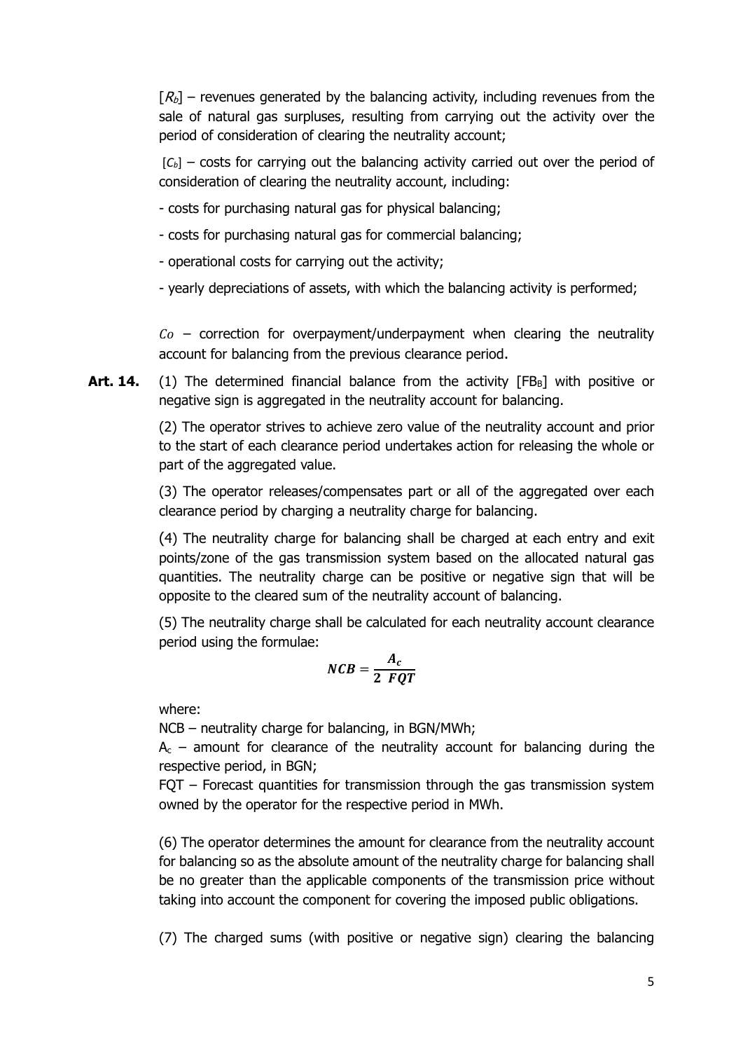[$R_b$] – revenues generated by the balancing activity, including revenues from the sale of natural gas surpluses, resulting from carrying out the activity over the period of consideration of clearing the neutrality account;

[$C_b$] – costs for carrying out the balancing activity carried out over the period of consideration of clearing the neutrality account, including:

- costs for purchasing natural gas for physical balancing;
- costs for purchasing natural gas for commercial balancing;
- operational costs for carrying out the activity;
- yearly depreciations of assets, with which the balancing activity is performed;

$Co$ – correction for overpayment/underpayment when clearing the neutrality account for balancing from the previous clearance period.

**Art. 14.** (1) The determined financial balance from the activity [$FB_B$] with positive or negative sign is aggregated in the neutrality account for balancing.

(2) The operator strives to achieve zero value of the neutrality account and prior to the start of each clearance period undertakes action for releasing the whole or part of the aggregated value.

(3) The operator releases/compensates part or all of the aggregated over each clearance period by charging a neutrality charge for balancing.

(4) The neutrality charge for balancing shall be charged at each entry and exit points/zone of the gas transmission system based on the allocated natural gas quantities. The neutrality charge can be positive or negative sign that will be opposite to the cleared sum of the neutrality account of balancing.

(5) The neutrality charge shall be calculated for each neutrality account clearance period using the formulae:

$$\boldsymbol{NCB} = \frac{\boldsymbol{A_c}}{\boldsymbol{2\ FQT}}$$

where:

NCB – neutrality charge for balancing, in BGN/MWh;

$A_c$ – amount for clearance of the neutrality account for balancing during the respective period, in BGN;

FQT – Forecast quantities for transmission through the gas transmission system owned by the operator for the respective period in MWh.

(6) The operator determines the amount for clearance from the neutrality account for balancing so as the absolute amount of the neutrality charge for balancing shall be no greater than the applicable components of the transmission price without taking into account the component for covering the imposed public obligations.

(7) The charged sums (with positive or negative sign) clearing the balancing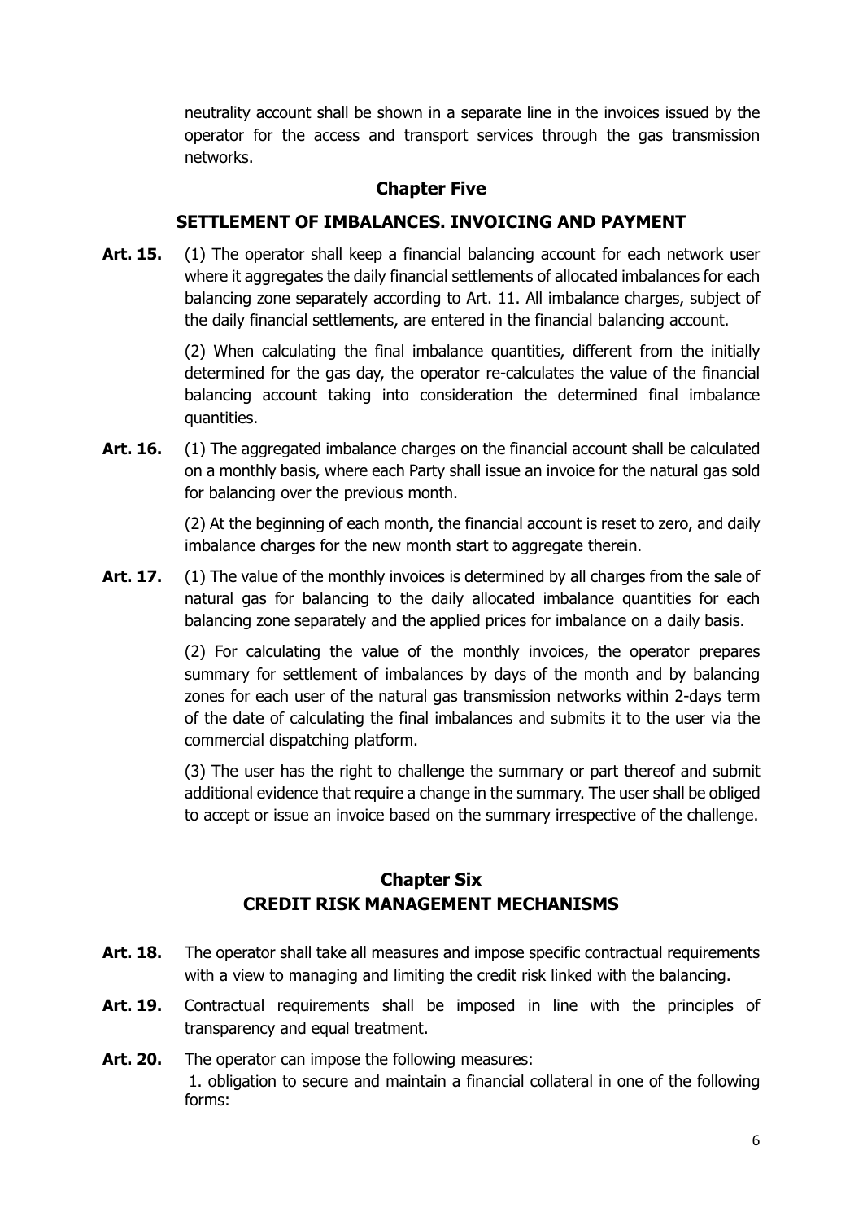neutrality account shall be shown in a separate line in the invoices issued by the operator for the access and transport services through the gas transmission networks.

## Chapter Five

## SETTLEMENT OF IMBALANCES. INVOICING AND PAYMENT

**Art. 15.** (1) The operator shall keep a financial balancing account for each network user where it aggregates the daily financial settlements of allocated imbalances for each balancing zone separately according to Art. 11. All imbalance charges, subject of the daily financial settlements, are entered in the financial balancing account.

(2) When calculating the final imbalance quantities, different from the initially determined for the gas day, the operator re-calculates the value of the financial balancing account taking into consideration the determined final imbalance quantities.

**Art. 16.** (1) The aggregated imbalance charges on the financial account shall be calculated on a monthly basis, where each Party shall issue an invoice for the natural gas sold for balancing over the previous month.

(2) At the beginning of each month, the financial account is reset to zero, and daily imbalance charges for the new month start to aggregate therein.

**Art. 17.** (1) The value of the monthly invoices is determined by all charges from the sale of natural gas for balancing to the daily allocated imbalance quantities for each balancing zone separately and the applied prices for imbalance on a daily basis.

(2) For calculating the value of the monthly invoices, the operator prepares summary for settlement of imbalances by days of the month and by balancing zones for each user of the natural gas transmission networks within 2-days term of the date of calculating the final imbalances and submits it to the user via the commercial dispatching platform.

(3) The user has the right to challenge the summary or part thereof and submit additional evidence that require a change in the summary. The user shall be obliged to accept or issue an invoice based on the summary irrespective of the challenge.

## Chapter Six

## CREDIT RISK MANAGEMENT MECHANISMS

**Art. 18.** The operator shall take all measures and impose specific contractual requirements with a view to managing and limiting the credit risk linked with the balancing.

**Art. 19.** Contractual requirements shall be imposed in line with the principles of transparency and equal treatment.

**Art. 20.** The operator can impose the following measures:

1. obligation to secure and maintain a financial collateral in one of the following forms: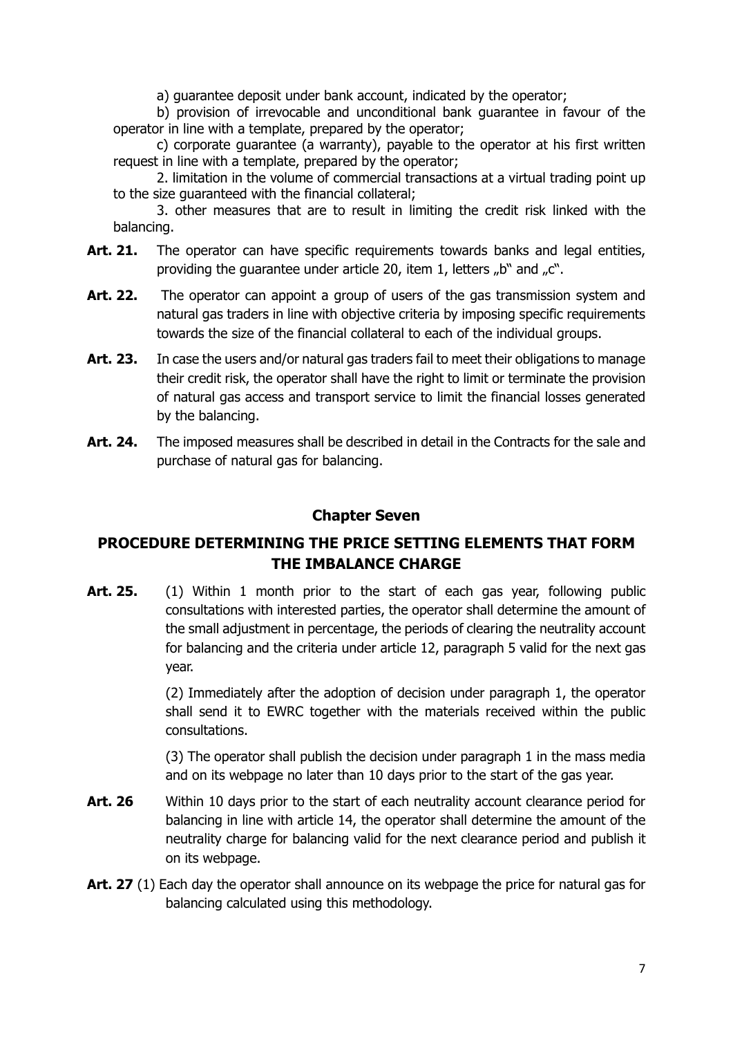a) guarantee deposit under bank account, indicated by the operator;

b) provision of irrevocable and unconditional bank guarantee in favour of the operator in line with a template, prepared by the operator;

c) corporate guarantee (a warranty), payable to the operator at his first written request in line with a template, prepared by the operator;

2. limitation in the volume of commercial transactions at a virtual trading point up to the size guaranteed with the financial collateral;

3. other measures that are to result in limiting the credit risk linked with the balancing.

**Art. 21.** The operator can have specific requirements towards banks and legal entities, providing the guarantee under article 20, item 1, letters „b" and „c".

**Art. 22.** The operator can appoint a group of users of the gas transmission system and natural gas traders in line with objective criteria by imposing specific requirements towards the size of the financial collateral to each of the individual groups.

**Art. 23.** In case the users and/or natural gas traders fail to meet their obligations to manage their credit risk, the operator shall have the right to limit or terminate the provision of natural gas access and transport service to limit the financial losses generated by the balancing.

**Art. 24.** The imposed measures shall be described in detail in the Contracts for the sale and purchase of natural gas for balancing.

## Chapter Seven

## PROCEDURE DETERMINING THE PRICE SETTING ELEMENTS THAT FORM THE IMBALANCE CHARGE

**Art. 25.** (1) Within 1 month prior to the start of each gas year, following public consultations with interested parties, the operator shall determine the amount of the small adjustment in percentage, the periods of clearing the neutrality account for balancing and the criteria under article 12, paragraph 5 valid for the next gas year.

(2) Immediately after the adoption of decision under paragraph 1, the operator shall send it to EWRC together with the materials received within the public consultations.

(3) The operator shall publish the decision under paragraph 1 in the mass media and on its webpage no later than 10 days prior to the start of the gas year.

**Art. 26** Within 10 days prior to the start of each neutrality account clearance period for balancing in line with article 14, the operator shall determine the amount of the neutrality charge for balancing valid for the next clearance period and publish it on its webpage.

**Art. 27** (1) Each day the operator shall announce on its webpage the price for natural gas for balancing calculated using this methodology.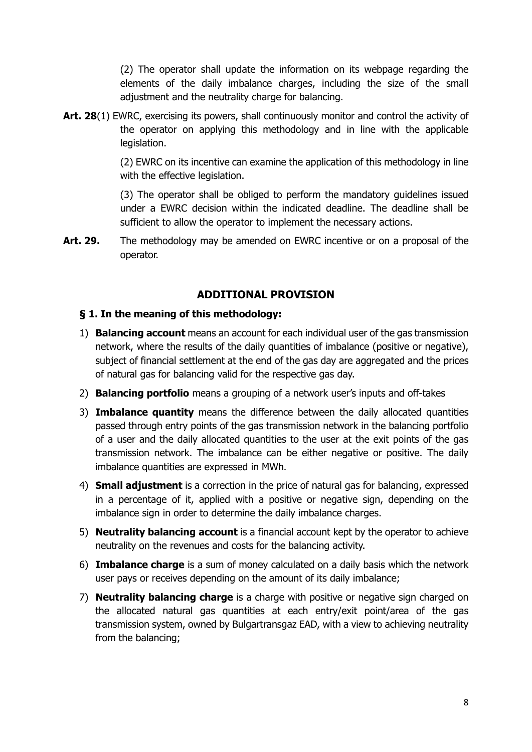(2) The operator shall update the information on its webpage regarding the elements of the daily imbalance charges, including the size of the small adjustment and the neutrality charge for balancing.

**Art. 28**(1) EWRC, exercising its powers, shall continuously monitor and control the activity of the operator on applying this methodology and in line with the applicable legislation.

(2) EWRC on its incentive can examine the application of this methodology in line with the effective legislation.

(3) The operator shall be obliged to perform the mandatory guidelines issued under a EWRC decision within the indicated deadline. The deadline shall be sufficient to allow the operator to implement the necessary actions.

**Art. 29.** The methodology may be amended on EWRC incentive or on a proposal of the operator.

## ADDITIONAL PROVISION

**§ 1. In the meaning of this methodology:**

1) **Balancing account** means an account for each individual user of the gas transmission network, where the results of the daily quantities of imbalance (positive or negative), subject of financial settlement at the end of the gas day are aggregated and the prices of natural gas for balancing valid for the respective gas day.
2) **Balancing portfolio** means a grouping of a network user's inputs and off-takes
3) **Imbalance quantity** means the difference between the daily allocated quantities passed through entry points of the gas transmission network in the balancing portfolio of a user and the daily allocated quantities to the user at the exit points of the gas transmission network. The imbalance can be either negative or positive. The daily imbalance quantities are expressed in MWh.
4) **Small adjustment** is a correction in the price of natural gas for balancing, expressed in a percentage of it, applied with a positive or negative sign, depending on the imbalance sign in order to determine the daily imbalance charges.
5) **Neutrality balancing account** is a financial account kept by the operator to achieve neutrality on the revenues and costs for the balancing activity.
6) **Imbalance charge** is a sum of money calculated on a daily basis which the network user pays or receives depending on the amount of its daily imbalance;
7) **Neutrality balancing charge** is a charge with positive or negative sign charged on the allocated natural gas quantities at each entry/exit point/area of the gas transmission system, owned by Bulgartransgaz EAD, with a view to achieving neutrality from the balancing;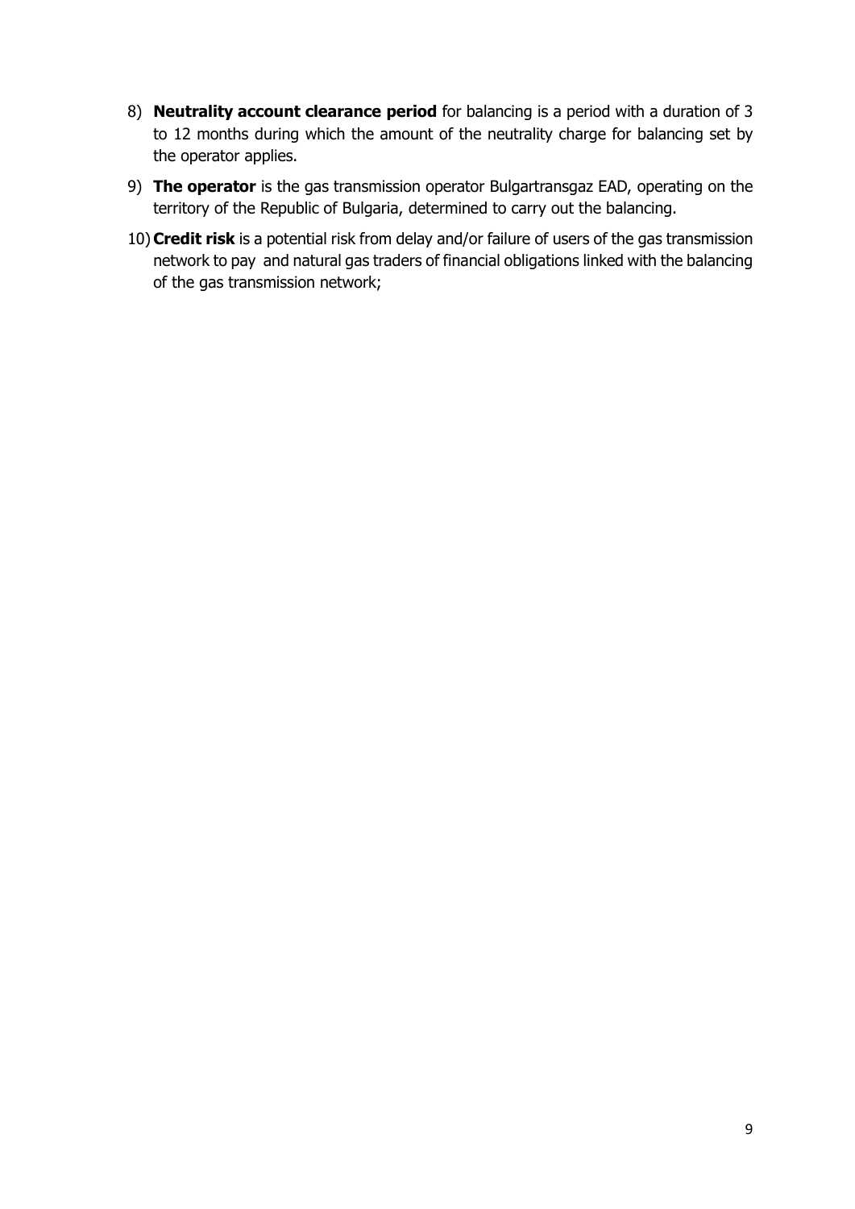8) **Neutrality account clearance period** for balancing is a period with a duration of 3 to 12 months during which the amount of the neutrality charge for balancing set by the operator applies.

9) **The operator** is the gas transmission operator Bulgartransgaz EAD, operating on the territory of the Republic of Bulgaria, determined to carry out the balancing.

10) **Credit risk** is a potential risk from delay and/or failure of users of the gas transmission network to pay and natural gas traders of financial obligations linked with the balancing of the gas transmission network;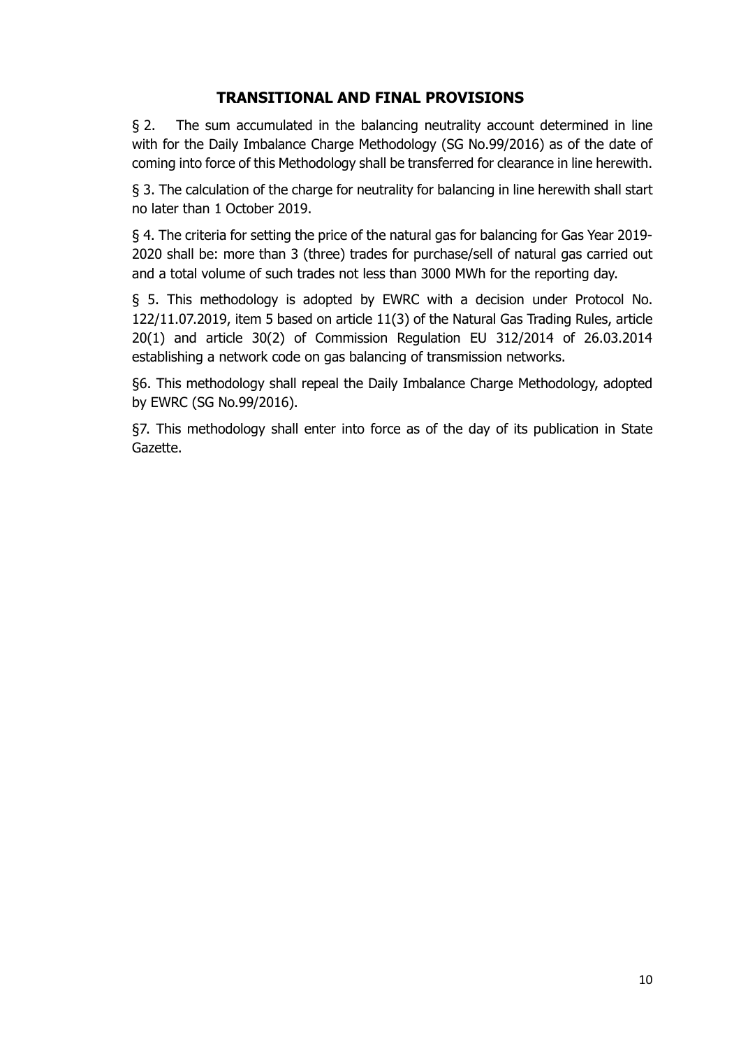## TRANSITIONAL AND FINAL PROVISIONS

§ 2. The sum accumulated in the balancing neutrality account determined in line with for the Daily Imbalance Charge Methodology (SG No.99/2016) as of the date of coming into force of this Methodology shall be transferred for clearance in line herewith.

§ 3. The calculation of the charge for neutrality for balancing in line herewith shall start no later than 1 October 2019.

§ 4. The criteria for setting the price of the natural gas for balancing for Gas Year 2019-2020 shall be: more than 3 (three) trades for purchase/sell of natural gas carried out and a total volume of such trades not less than 3000 MWh for the reporting day.

§ 5. This methodology is adopted by EWRC with a decision under Protocol No. 122/11.07.2019, item 5 based on article 11(3) of the Natural Gas Trading Rules, article 20(1) and article 30(2) of Commission Regulation EU 312/2014 of 26.03.2014 establishing a network code on gas balancing of transmission networks.

§6. This methodology shall repeal the Daily Imbalance Charge Methodology, adopted by EWRC (SG No.99/2016).

§7. This methodology shall enter into force as of the day of its publication in State Gazette.